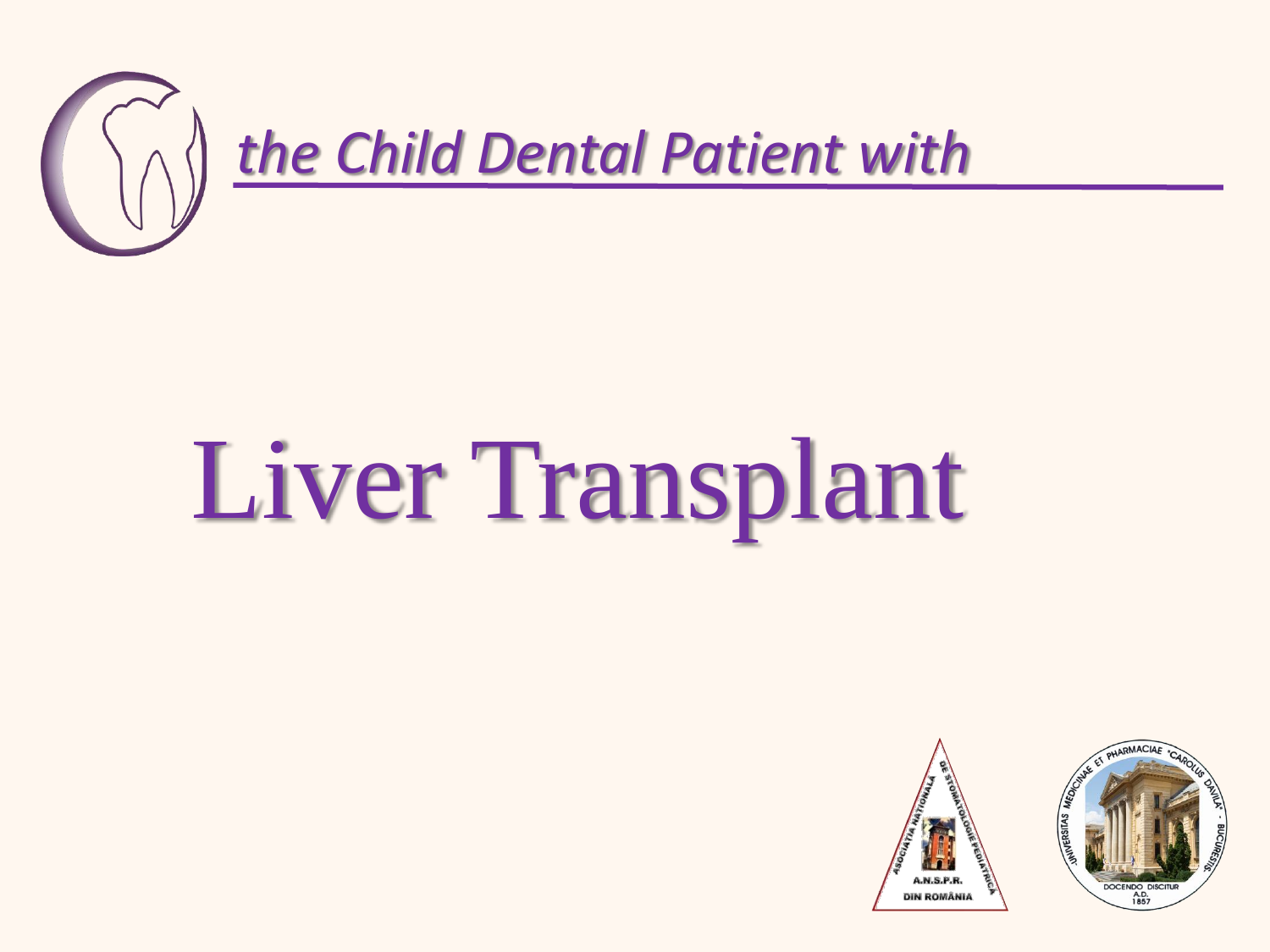*the Child Dental Patient with*

# Liver Transplant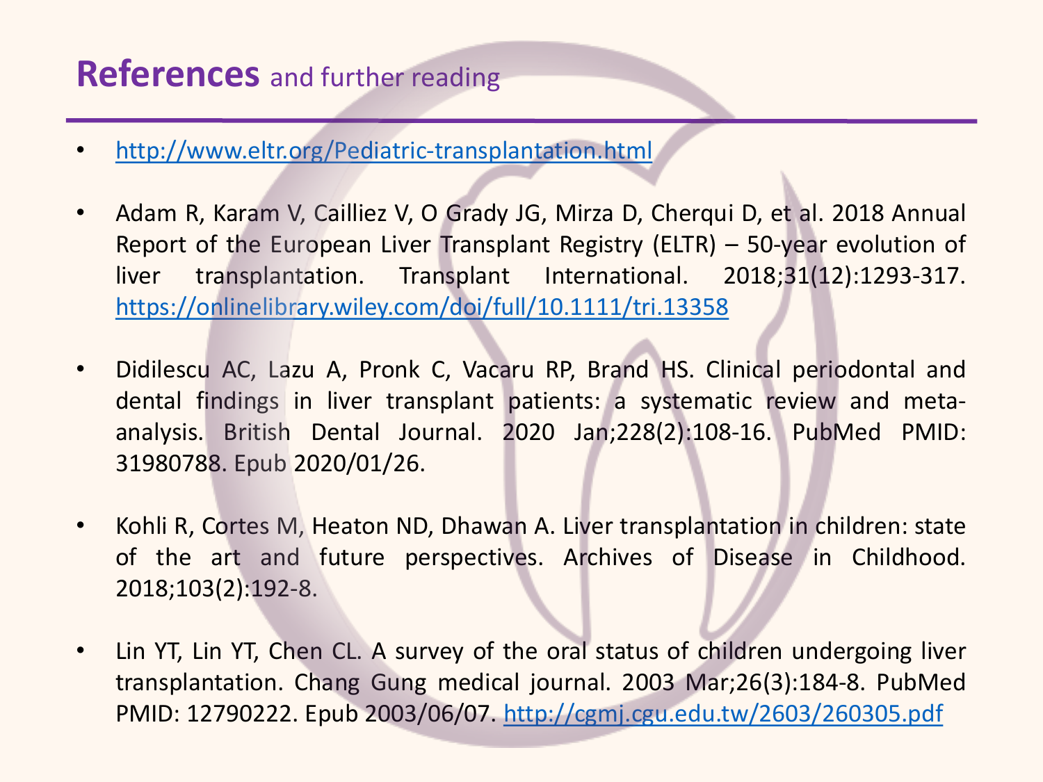# **References** and further reading

- http://www.eltr.org/Pediatric-transplantation.html
- Adam R, Karam V, Cailliez V, O Grady JG, Mirza D, Cherqui D, et al. 2018 Annual Report of the European Liver Transplant Registry (ELTR) – 50-year evolution of liver transplantation. Transplant International. 2018;31(12):1293-317. https://onlinelibrary.wiley.com/doi/full/10.1111/tri.13358
- Didilescu AC, Lazu A, Pronk C, Vacaru RP, Brand HS. Clinical periodontal and dental findings in liver transplant patients: a systematic review and meta-analysis. British Dental Journal. 2020 Jan;228(2):108-16. PubMed PMID: 31980788. Epub 2020/01/26.
- Kohli R, Cortes M, Heaton ND, Dhawan A. Liver transplantation in children: state of the art and future perspectives. Archives of Disease in Childhood. 2018;103(2):192-8.
- Lin YT, Lin YT, Chen CL. A survey of the oral status of children undergoing liver transplantation. Chang Gung medical journal. 2003 Mar;26(3):184-8. PubMed PMID: 12790222. Epub 2003/06/07. http://cgmj.cgu.edu.tw/2603/260305.pdf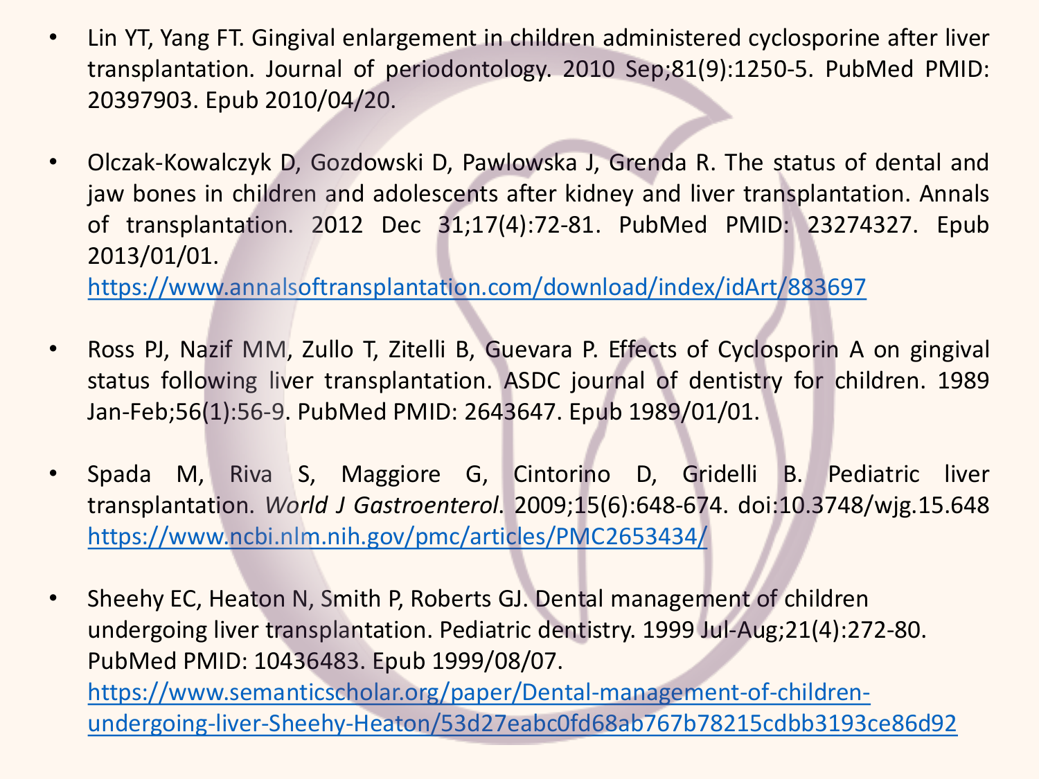- Lin YT, Yang FT. Gingival enlargement in children administered cyclosporine after liver transplantation. Journal of periodontology. 2010 Sep;81(9):1250-5. PubMed PMID: 20397903. Epub 2010/04/20.

- Olczak-Kowalczyk D, Gozdowski D, Pawlowska J, Grenda R. The status of dental and jaw bones in children and adolescents after kidney and liver transplantation. Annals of transplantation. 2012 Dec 31;17(4):72-81. PubMed PMID: 23274327. Epub 2013/01/01.
https://www.annalsoftransplantation.com/download/index/idArt/883697

- Ross PJ, Nazif MM, Zullo T, Zitelli B, Guevara P. Effects of Cyclosporin A on gingival status following liver transplantation. ASDC journal of dentistry for children. 1989 Jan-Feb;56(1):56-9. PubMed PMID: 2643647. Epub 1989/01/01.

- Spada M, Riva S, Maggiore G, Cintorino D, Gridelli B. Pediatric liver transplantation. *World J Gastroenterol*. 2009;15(6):648-674. doi:10.3748/wjg.15.648
https://www.ncbi.nlm.nih.gov/pmc/articles/PMC2653434/

- Sheehy EC, Heaton N, Smith P, Roberts GJ. Dental management of children undergoing liver transplantation. Pediatric dentistry. 1999 Jul-Aug;21(4):272-80. PubMed PMID: 10436483. Epub 1999/08/07.
https://www.semanticscholar.org/paper/Dental-management-of-children-undergoing-liver-Sheehy-Heaton/53d27eabc0fd68ab767b78215cdbb3193ce86d92